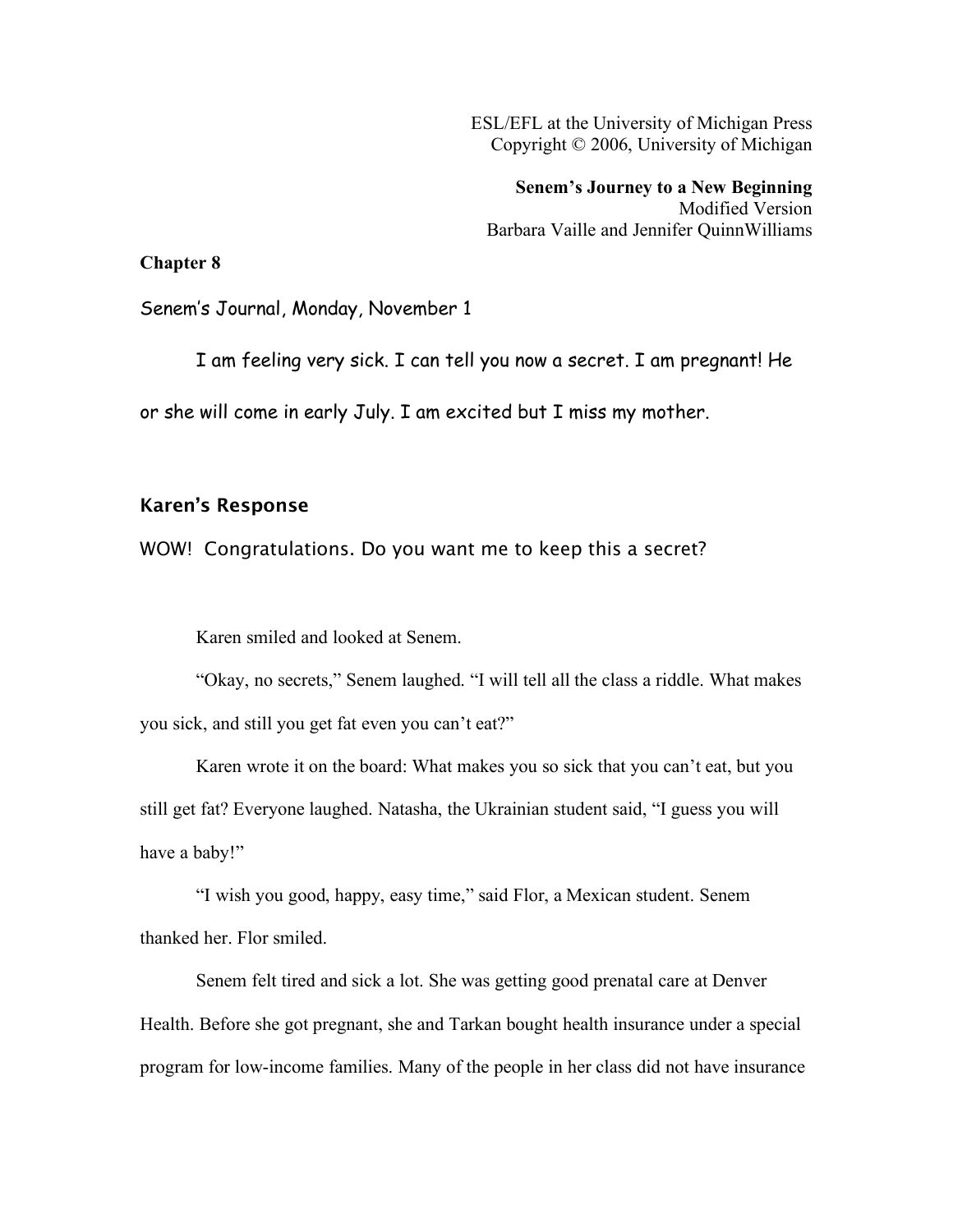ESL/EFL at the University of Michigan Press
Copyright © 2006, University of Michigan

**Senem's Journey to a New Beginning**
Modified Version
Barbara Vaille and Jennifer QuinnWilliams

**Chapter 8**

Senem's Journal, Monday, November 1

I am feeling very sick. I can tell you now a secret. I am pregnant! He or she will come in early July. I am excited but I miss my mother.

### Karen's Response

WOW! Congratulations. Do you want me to keep this a secret?

Karen smiled and looked at Senem.

"Okay, no secrets," Senem laughed. "I will tell all the class a riddle. What makes you sick, and still you get fat even you can't eat?"

Karen wrote it on the board: What makes you so sick that you can't eat, but you still get fat? Everyone laughed. Natasha, the Ukrainian student said, "I guess you will have a baby!"

"I wish you good, happy, easy time," said Flor, a Mexican student. Senem thanked her. Flor smiled.

Senem felt tired and sick a lot. She was getting good prenatal care at Denver Health. Before she got pregnant, she and Tarkan bought health insurance under a special program for low-income families. Many of the people in her class did not have insurance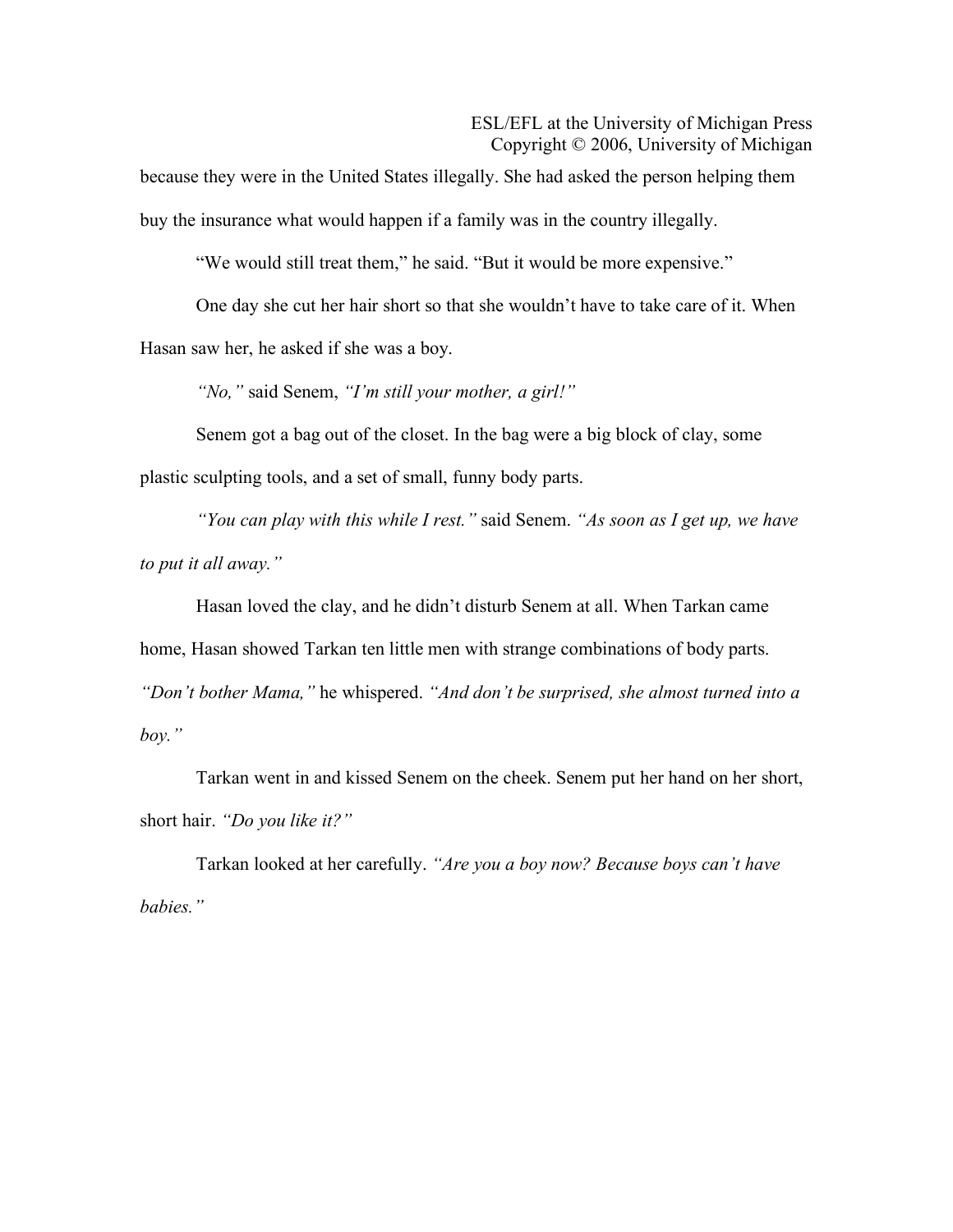because they were in the United States illegally. She had asked the person helping them buy the insurance what would happen if a family was in the country illegally.

"We would still treat them," he said. "But it would be more expensive."

One day she cut her hair short so that she wouldn't have to take care of it. When Hasan saw her, he asked if she was a boy.

*"No,"* said Senem, *"I'm still your mother, a girl!"*

Senem got a bag out of the closet. In the bag were a big block of clay, some plastic sculpting tools, and a set of small, funny body parts.

*"You can play with this while I rest."* said Senem. *"As soon as I get up, we have to put it all away."*

Hasan loved the clay, and he didn't disturb Senem at all. When Tarkan came home, Hasan showed Tarkan ten little men with strange combinations of body parts. *"Don't bother Mama,"* he whispered. *"And don't be surprised, she almost turned into a boy."*

Tarkan went in and kissed Senem on the cheek. Senem put her hand on her short, short hair. *"Do you like it?"*

Tarkan looked at her carefully. *"Are you a boy now? Because boys can't have babies."*